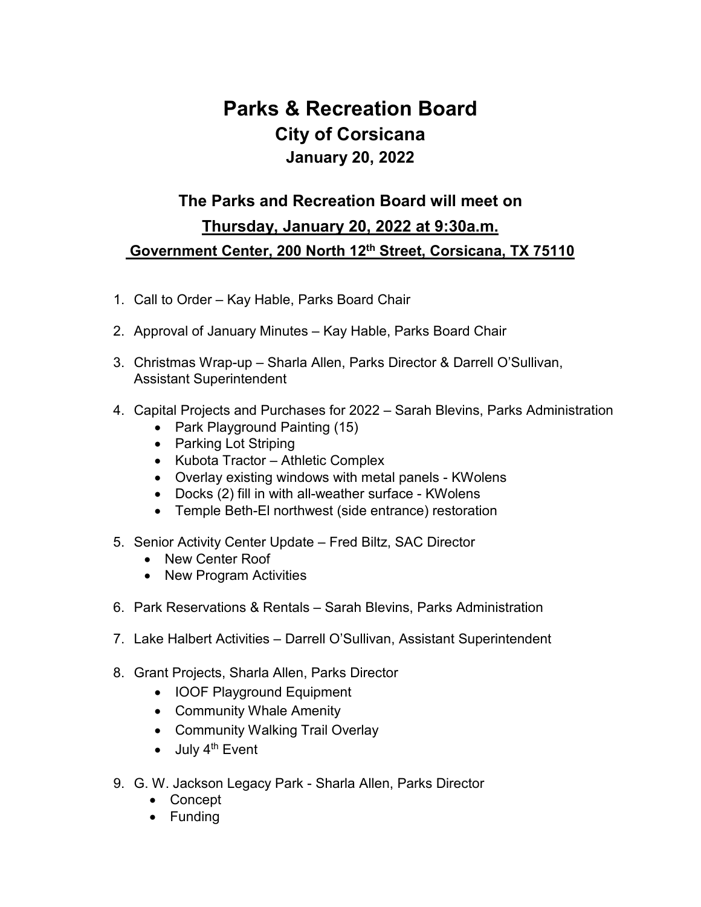# Parks & Recreation Board

## City of Corsicana

### January 20, 2022

### The Parks and Recreation Board will meet on

### <u>Thursday, January 20, 2022 at 9:30a.m.</u>

### <u>Government Center, 200 North 12th Street, Corsicana, TX 75110</u>

1. Call to Order – Kay Hable, Parks Board Chair
2. Approval of January Minutes – Kay Hable, Parks Board Chair
3. Christmas Wrap-up – Sharla Allen, Parks Director & Darrell O'Sullivan, Assistant Superintendent
4. Capital Projects and Purchases for 2022 – Sarah Blevins, Parks Administration
   - Park Playground Painting (15)
   - Parking Lot Striping
   - Kubota Tractor – Athletic Complex
   - Overlay existing windows with metal panels - KWolens
   - Docks (2) fill in with all-weather surface - KWolens
   - Temple Beth-El northwest (side entrance) restoration
5. Senior Activity Center Update – Fred Biltz, SAC Director
   - New Center Roof
   - New Program Activities
6. Park Reservations & Rentals – Sarah Blevins, Parks Administration
7. Lake Halbert Activities – Darrell O'Sullivan, Assistant Superintendent
8. Grant Projects, Sharla Allen, Parks Director
   - IOOF Playground Equipment
   - Community Whale Amenity
   - Community Walking Trail Overlay
   - July 4th Event
9. G. W. Jackson Legacy Park - Sharla Allen, Parks Director
   - Concept
   - Funding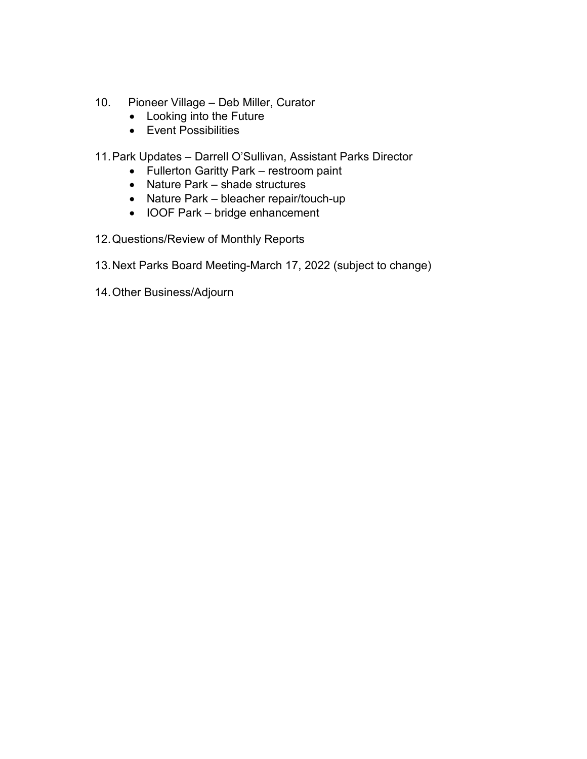10. Pioneer Village – Deb Miller, Curator
    - Looking into the Future
    - Event Possibilities

11. Park Updates – Darrell O'Sullivan, Assistant Parks Director
    - Fullerton Garitty Park – restroom paint
    - Nature Park – shade structures
    - Nature Park – bleacher repair/touch-up
    - IOOF Park – bridge enhancement

12. Questions/Review of Monthly Reports

13. Next Parks Board Meeting-March 17, 2022 (subject to change)

14. Other Business/Adjourn